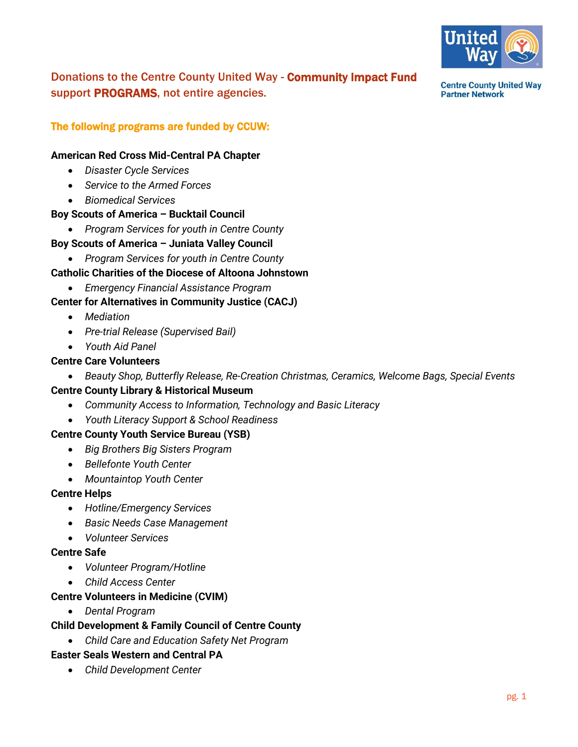Donations to the Centre County United Way - **Community Impact Fund** support **PROGRAMS**, not entire agencies.

Centre County United Way Partner Network

**The following programs are funded by CCUW:**

**American Red Cross Mid-Central PA Chapter**
- *Disaster Cycle Services*
- *Service to the Armed Forces*
- *Biomedical Services*

**Boy Scouts of America – Bucktail Council**
- *Program Services for youth in Centre County*

**Boy Scouts of America – Juniata Valley Council**
- *Program Services for youth in Centre County*

**Catholic Charities of the Diocese of Altoona Johnstown**
- *Emergency Financial Assistance Program*

**Center for Alternatives in Community Justice (CACJ)**
- *Mediation*
- *Pre-trial Release (Supervised Bail)*
- *Youth Aid Panel*

**Centre Care Volunteers**
- *Beauty Shop, Butterfly Release, Re-Creation Christmas, Ceramics, Welcome Bags, Special Events*

**Centre County Library & Historical Museum**
- *Community Access to Information, Technology and Basic Literacy*
- *Youth Literacy Support & School Readiness*

**Centre County Youth Service Bureau (YSB)**
- *Big Brothers Big Sisters Program*
- *Bellefonte Youth Center*
- *Mountaintop Youth Center*

**Centre Helps**
- *Hotline/Emergency Services*
- *Basic Needs Case Management*
- *Volunteer Services*

**Centre Safe**
- *Volunteer Program/Hotline*
- *Child Access Center*

**Centre Volunteers in Medicine (CVIM)**
- *Dental Program*

**Child Development & Family Council of Centre County**
- *Child Care and Education Safety Net Program*

**Easter Seals Western and Central PA**
- *Child Development Center*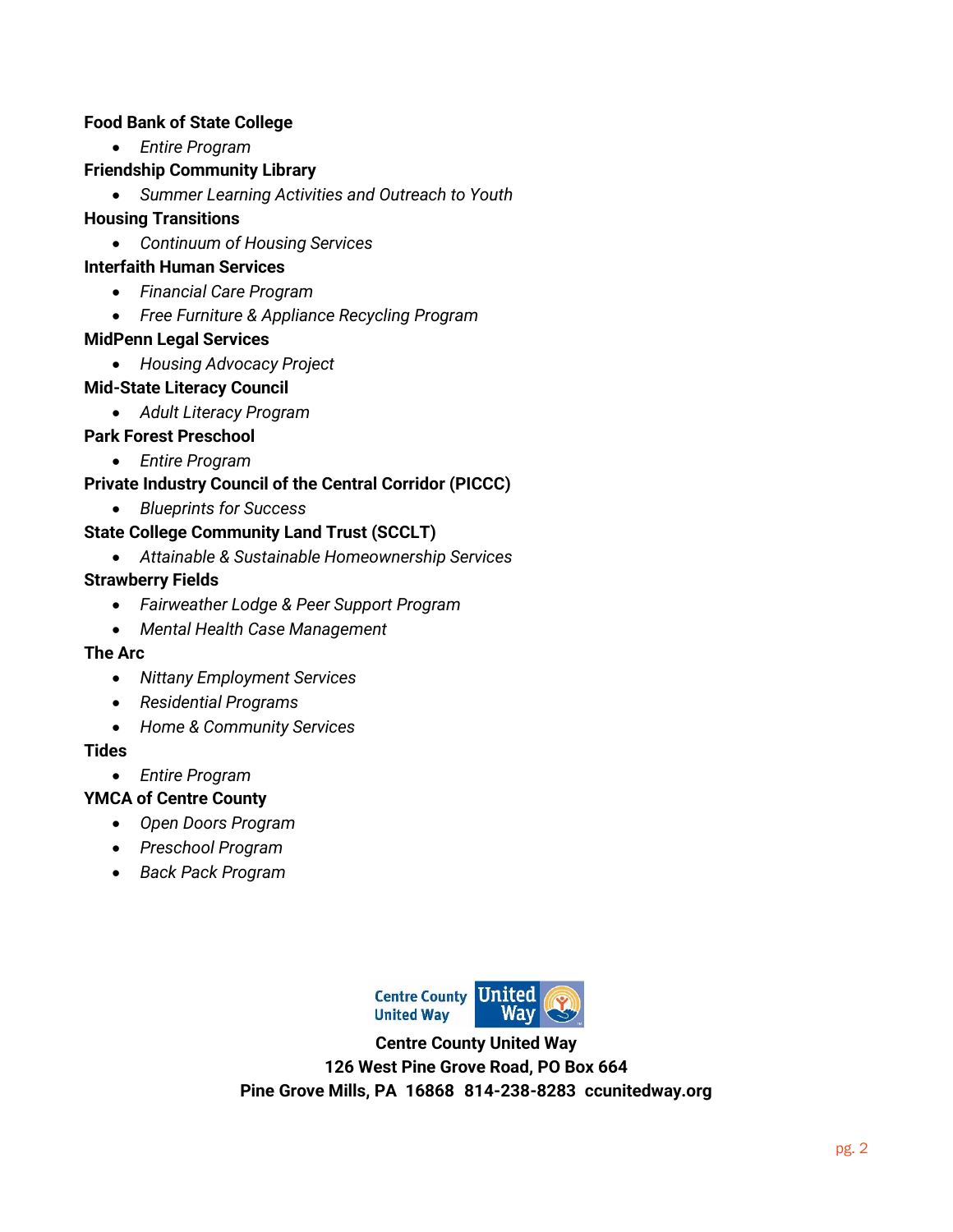**Food Bank of State College**

- *Entire Program*

**Friendship Community Library**

- *Summer Learning Activities and Outreach to Youth*

**Housing Transitions**

- *Continuum of Housing Services*

**Interfaith Human Services**

- *Financial Care Program*
- *Free Furniture & Appliance Recycling Program*

**MidPenn Legal Services**

- *Housing Advocacy Project*

**Mid-State Literacy Council**

- *Adult Literacy Program*

**Park Forest Preschool**

- *Entire Program*

**Private Industry Council of the Central Corridor (PICCC)**

- *Blueprints for Success*

**State College Community Land Trust (SCCLT)**

- *Attainable & Sustainable Homeownership Services*

**Strawberry Fields**

- *Fairweather Lodge & Peer Support Program*
- *Mental Health Case Management*

**The Arc**

- *Nittany Employment Services*
- *Residential Programs*
- *Home & Community Services*

**Tides**

- *Entire Program*

**YMCA of Centre County**

- *Open Doors Program*
- *Preschool Program*
- *Back Pack Program*

Centre County United Way

**Centre County United Way**
**126 West Pine Grove Road, PO Box 664**
**Pine Grove Mills, PA 16868 814-238-8283 ccunitedway.org**